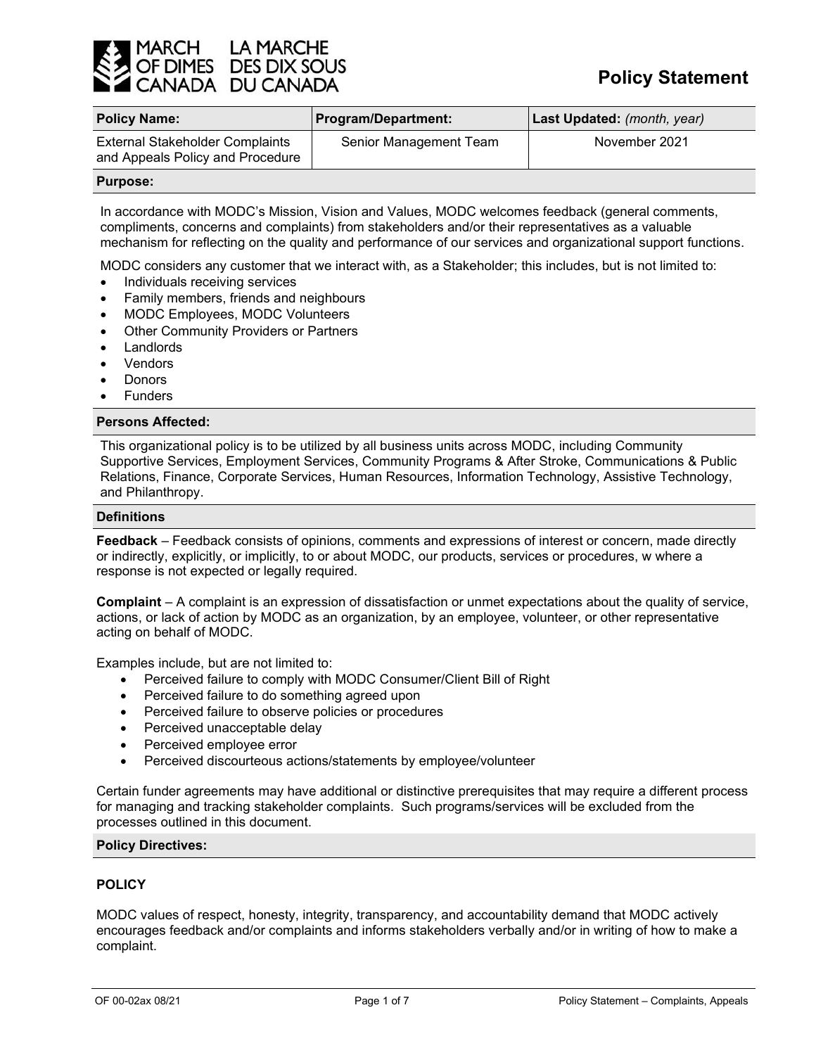MARCH OF DIMES CANADA LA MARCHE DES DIX SOUS DU CANADA

# Policy Statement

| Policy Name: | Program/Department: | Last Updated: *(month, year)* |
|---|---|---|
| External Stakeholder Complaints and Appeals Policy and Procedure | Senior Management Team | November 2021 |

## Purpose:

In accordance with MODC's Mission, Vision and Values, MODC welcomes feedback (general comments, compliments, concerns and complaints) from stakeholders and/or their representatives as a valuable mechanism for reflecting on the quality and performance of our services and organizational support functions.

MODC considers any customer that we interact with, as a Stakeholder; this includes, but is not limited to:

- Individuals receiving services
- Family members, friends and neighbours
- MODC Employees, MODC Volunteers
- Other Community Providers or Partners
- Landlords
- Vendors
- Donors
- Funders

## Persons Affected:

This organizational policy is to be utilized by all business units across MODC, including Community Supportive Services, Employment Services, Community Programs & After Stroke, Communications & Public Relations, Finance, Corporate Services, Human Resources, Information Technology, Assistive Technology, and Philanthropy.

## Definitions

**Feedback** – Feedback consists of opinions, comments and expressions of interest or concern, made directly or indirectly, explicitly, or implicitly, to or about MODC, our products, services or procedures, w where a response is not expected or legally required.

**Complaint** – A complaint is an expression of dissatisfaction or unmet expectations about the quality of service, actions, or lack of action by MODC as an organization, by an employee, volunteer, or other representative acting on behalf of MODC.

Examples include, but are not limited to:

- Perceived failure to comply with MODC Consumer/Client Bill of Right
- Perceived failure to do something agreed upon
- Perceived failure to observe policies or procedures
- Perceived unacceptable delay
- Perceived employee error
- Perceived discourteous actions/statements by employee/volunteer

Certain funder agreements may have additional or distinctive prerequisites that may require a different process for managing and tracking stakeholder complaints. Such programs/services will be excluded from the processes outlined in this document.

## Policy Directives:

### POLICY

MODC values of respect, honesty, integrity, transparency, and accountability demand that MODC actively encourages feedback and/or complaints and informs stakeholders verbally and/or in writing of how to make a complaint.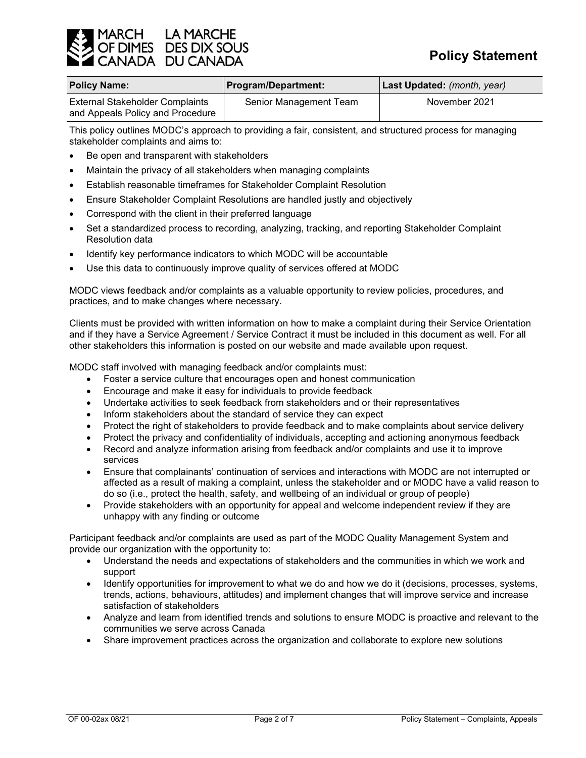# Policy Statement

| **Policy Name:** | **Program/Department:** | **Last Updated:** *(month, year)* |
| --- | --- | --- |
| External Stakeholder Complaints and Appeals Policy and Procedure | Senior Management Team | November 2021 |

This policy outlines MODC's approach to providing a fair, consistent, and structured process for managing stakeholder complaints and aims to:

- Be open and transparent with stakeholders
- Maintain the privacy of all stakeholders when managing complaints
- Establish reasonable timeframes for Stakeholder Complaint Resolution
- Ensure Stakeholder Complaint Resolutions are handled justly and objectively
- Correspond with the client in their preferred language
- Set a standardized process to recording, analyzing, tracking, and reporting Stakeholder Complaint Resolution data
- Identify key performance indicators to which MODC will be accountable
- Use this data to continuously improve quality of services offered at MODC

MODC views feedback and/or complaints as a valuable opportunity to review policies, procedures, and practices, and to make changes where necessary.

Clients must be provided with written information on how to make a complaint during their Service Orientation and if they have a Service Agreement / Service Contract it must be included in this document as well. For all other stakeholders this information is posted on our website and made available upon request.

MODC staff involved with managing feedback and/or complaints must:

- Foster a service culture that encourages open and honest communication
- Encourage and make it easy for individuals to provide feedback
- Undertake activities to seek feedback from stakeholders and or their representatives
- Inform stakeholders about the standard of service they can expect
- Protect the right of stakeholders to provide feedback and to make complaints about service delivery
- Protect the privacy and confidentiality of individuals, accepting and actioning anonymous feedback
- Record and analyze information arising from feedback and/or complaints and use it to improve services
- Ensure that complainants' continuation of services and interactions with MODC are not interrupted or affected as a result of making a complaint, unless the stakeholder and or MODC have a valid reason to do so (i.e., protect the health, safety, and wellbeing of an individual or group of people)
- Provide stakeholders with an opportunity for appeal and welcome independent review if they are unhappy with any finding or outcome

Participant feedback and/or complaints are used as part of the MODC Quality Management System and provide our organization with the opportunity to:

- Understand the needs and expectations of stakeholders and the communities in which we work and support
- Identify opportunities for improvement to what we do and how we do it (decisions, processes, systems, trends, actions, behaviours, attitudes) and implement changes that will improve service and increase satisfaction of stakeholders
- Analyze and learn from identified trends and solutions to ensure MODC is proactive and relevant to the communities we serve across Canada
- Share improvement practices across the organization and collaborate to explore new solutions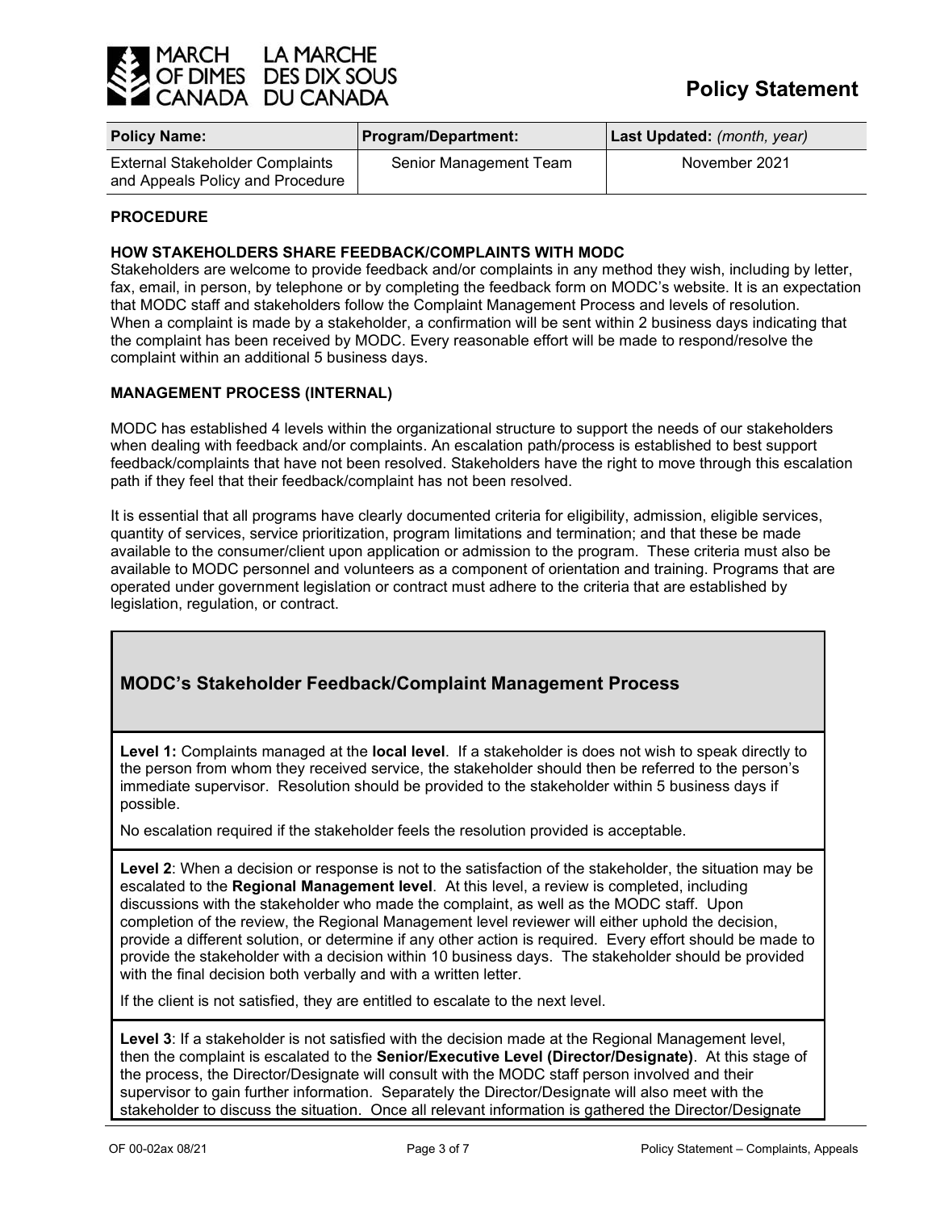| Policy Name: | Program/Department: | Last Updated: *(month, year)* |
| --- | --- | --- |
| External Stakeholder Complaints and Appeals Policy and Procedure | Senior Management Team | November 2021 |

## PROCEDURE

### HOW STAKEHOLDERS SHARE FEEDBACK/COMPLAINTS WITH MODC

Stakeholders are welcome to provide feedback and/or complaints in any method they wish, including by letter, fax, email, in person, by telephone or by completing the feedback form on MODC's website. It is an expectation that MODC staff and stakeholders follow the Complaint Management Process and levels of resolution. When a complaint is made by a stakeholder, a confirmation will be sent within 2 business days indicating that the complaint has been received by MODC. Every reasonable effort will be made to respond/resolve the complaint within an additional 5 business days.

### MANAGEMENT PROCESS (INTERNAL)

MODC has established 4 levels within the organizational structure to support the needs of our stakeholders when dealing with feedback and/or complaints. An escalation path/process is established to best support feedback/complaints that have not been resolved. Stakeholders have the right to move through this escalation path if they feel that their feedback/complaint has not been resolved.

It is essential that all programs have clearly documented criteria for eligibility, admission, eligible services, quantity of services, service prioritization, program limitations and termination; and that these be made available to the consumer/client upon application or admission to the program. These criteria must also be available to MODC personnel and volunteers as a component of orientation and training. Programs that are operated under government legislation or contract must adhere to the criteria that are established by legislation, regulation, or contract.

### MODC's Stakeholder Feedback/Complaint Management Process

**Level 1:** Complaints managed at the **local level**. If a stakeholder is does not wish to speak directly to the person from whom they received service, the stakeholder should then be referred to the person's immediate supervisor. Resolution should be provided to the stakeholder within 5 business days if possible.

No escalation required if the stakeholder feels the resolution provided is acceptable.

**Level 2**: When a decision or response is not to the satisfaction of the stakeholder, the situation may be escalated to the **Regional Management level**. At this level, a review is completed, including discussions with the stakeholder who made the complaint, as well as the MODC staff. Upon completion of the review, the Regional Management level reviewer will either uphold the decision, provide a different solution, or determine if any other action is required. Every effort should be made to provide the stakeholder with a decision within 10 business days. The stakeholder should be provided with the final decision both verbally and with a written letter.

If the client is not satisfied, they are entitled to escalate to the next level.

**Level 3**: If a stakeholder is not satisfied with the decision made at the Regional Management level, then the complaint is escalated to the **Senior/Executive Level (Director/Designate)**. At this stage of the process, the Director/Designate will consult with the MODC staff person involved and their supervisor to gain further information. Separately the Director/Designate will also meet with the stakeholder to discuss the situation. Once all relevant information is gathered the Director/Designate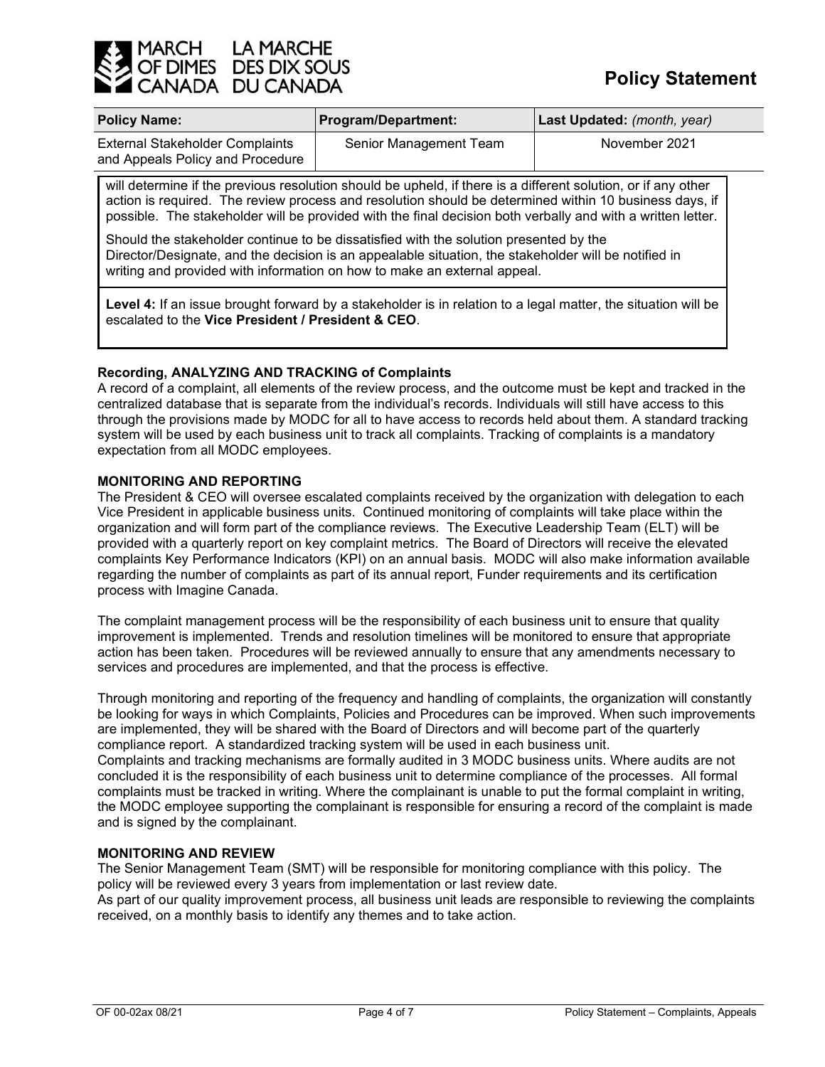| Policy Name: | Program/Department: | Last Updated: *(month, year)* |
| --- | --- | --- |
| External Stakeholder Complaints and Appeals Policy and Procedure | Senior Management Team | November 2021 |

will determine if the previous resolution should be upheld, if there is a different solution, or if any other action is required. The review process and resolution should be determined within 10 business days, if possible. The stakeholder will be provided with the final decision both verbally and with a written letter.

Should the stakeholder continue to be dissatisfied with the solution presented by the Director/Designate, and the decision is an appealable situation, the stakeholder will be notified in writing and provided with information on how to make an external appeal.

**Level 4:** If an issue brought forward by a stakeholder is in relation to a legal matter, the situation will be escalated to the **Vice President / President & CEO**.

**Recording, ANALYZING AND TRACKING of Complaints**

A record of a complaint, all elements of the review process, and the outcome must be kept and tracked in the centralized database that is separate from the individual's records. Individuals will still have access to this through the provisions made by MODC for all to have access to records held about them. A standard tracking system will be used by each business unit to track all complaints. Tracking of complaints is a mandatory expectation from all MODC employees.

**MONITORING AND REPORTING**

The President & CEO will oversee escalated complaints received by the organization with delegation to each Vice President in applicable business units. Continued monitoring of complaints will take place within the organization and will form part of the compliance reviews. The Executive Leadership Team (ELT) will be provided with a quarterly report on key complaint metrics. The Board of Directors will receive the elevated complaints Key Performance Indicators (KPI) on an annual basis. MODC will also make information available regarding the number of complaints as part of its annual report, Funder requirements and its certification process with Imagine Canada.

The complaint management process will be the responsibility of each business unit to ensure that quality improvement is implemented. Trends and resolution timelines will be monitored to ensure that appropriate action has been taken. Procedures will be reviewed annually to ensure that any amendments necessary to services and procedures are implemented, and that the process is effective.

Through monitoring and reporting of the frequency and handling of complaints, the organization will constantly be looking for ways in which Complaints, Policies and Procedures can be improved. When such improvements are implemented, they will be shared with the Board of Directors and will become part of the quarterly compliance report. A standardized tracking system will be used in each business unit.

Complaints and tracking mechanisms are formally audited in 3 MODC business units. Where audits are not concluded it is the responsibility of each business unit to determine compliance of the processes. All formal complaints must be tracked in writing. Where the complainant is unable to put the formal complaint in writing, the MODC employee supporting the complainant is responsible for ensuring a record of the complaint is made and is signed by the complainant.

**MONITORING AND REVIEW**

The Senior Management Team (SMT) will be responsible for monitoring compliance with this policy. The policy will be reviewed every 3 years from implementation or last review date.

As part of our quality improvement process, all business unit leads are responsible to reviewing the complaints received, on a monthly basis to identify any themes and to take action.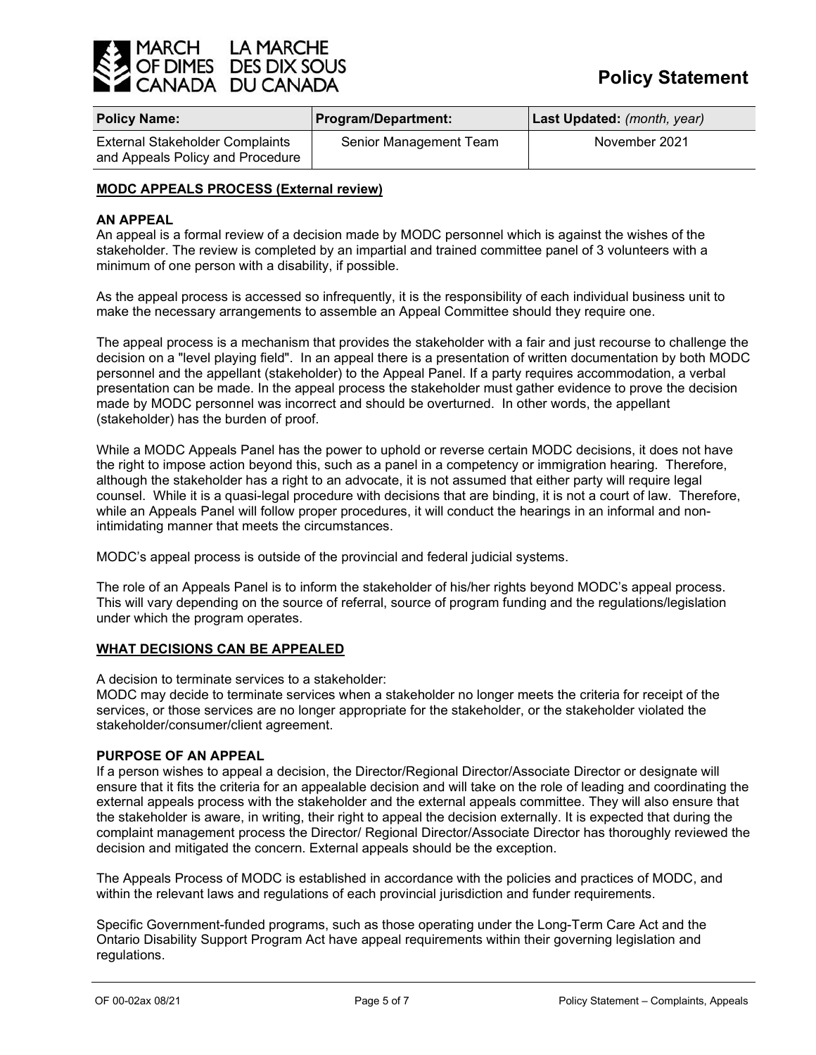**Policy Statement**

| Policy Name: | Program/Department: | Last Updated: *(month, year)* |
| --- | --- | --- |
| External Stakeholder Complaints and Appeals Policy and Procedure | Senior Management Team | November 2021 |

## MODC APPEALS PROCESS (External review)

### AN APPEAL

An appeal is a formal review of a decision made by MODC personnel which is against the wishes of the stakeholder. The review is completed by an impartial and trained committee panel of 3 volunteers with a minimum of one person with a disability, if possible.

As the appeal process is accessed so infrequently, it is the responsibility of each individual business unit to make the necessary arrangements to assemble an Appeal Committee should they require one.

The appeal process is a mechanism that provides the stakeholder with a fair and just recourse to challenge the decision on a "level playing field". In an appeal there is a presentation of written documentation by both MODC personnel and the appellant (stakeholder) to the Appeal Panel. If a party requires accommodation, a verbal presentation can be made. In the appeal process the stakeholder must gather evidence to prove the decision made by MODC personnel was incorrect and should be overturned. In other words, the appellant (stakeholder) has the burden of proof.

While a MODC Appeals Panel has the power to uphold or reverse certain MODC decisions, it does not have the right to impose action beyond this, such as a panel in a competency or immigration hearing. Therefore, although the stakeholder has a right to an advocate, it is not assumed that either party will require legal counsel. While it is a quasi-legal procedure with decisions that are binding, it is not a court of law. Therefore, while an Appeals Panel will follow proper procedures, it will conduct the hearings in an informal and non-intimidating manner that meets the circumstances.

MODC's appeal process is outside of the provincial and federal judicial systems.

The role of an Appeals Panel is to inform the stakeholder of his/her rights beyond MODC's appeal process. This will vary depending on the source of referral, source of program funding and the regulations/legislation under which the program operates.

## WHAT DECISIONS CAN BE APPEALED

A decision to terminate services to a stakeholder:
MODC may decide to terminate services when a stakeholder no longer meets the criteria for receipt of the services, or those services are no longer appropriate for the stakeholder, or the stakeholder violated the stakeholder/consumer/client agreement.

### PURPOSE OF AN APPEAL

If a person wishes to appeal a decision, the Director/Regional Director/Associate Director or designate will ensure that it fits the criteria for an appealable decision and will take on the role of leading and coordinating the external appeals process with the stakeholder and the external appeals committee. They will also ensure that the stakeholder is aware, in writing, their right to appeal the decision externally. It is expected that during the complaint management process the Director/ Regional Director/Associate Director has thoroughly reviewed the decision and mitigated the concern. External appeals should be the exception.

The Appeals Process of MODC is established in accordance with the policies and practices of MODC, and within the relevant laws and regulations of each provincial jurisdiction and funder requirements.

Specific Government-funded programs, such as those operating under the Long-Term Care Act and the Ontario Disability Support Program Act have appeal requirements within their governing legislation and regulations.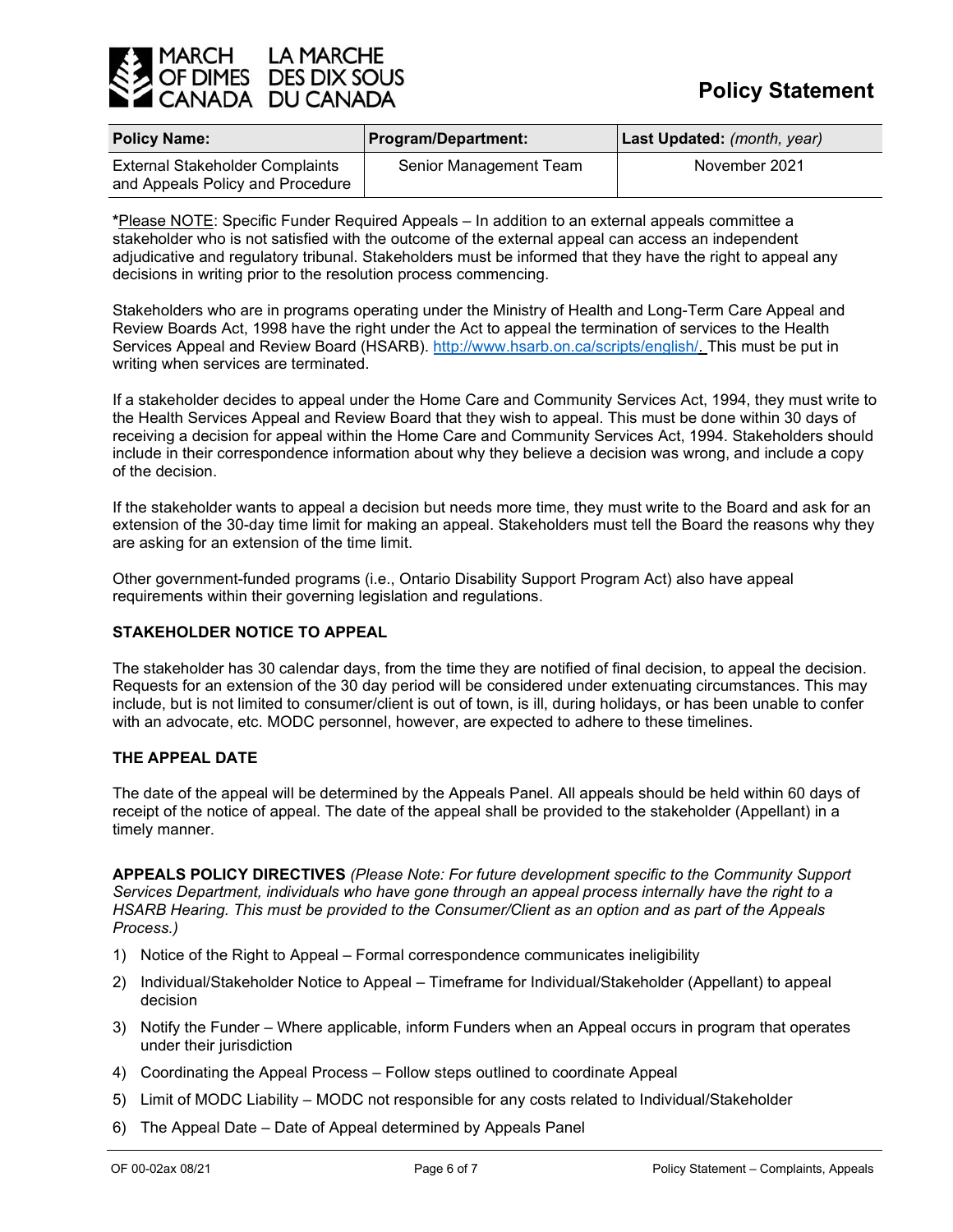**Policy Statement**

| Policy Name: | Program/Department: | Last Updated: *(month, year)* |
|---|---|---|
| External Stakeholder Complaints and Appeals Policy and Procedure | Senior Management Team | November 2021 |

***Please NOTE**: Specific Funder Required Appeals – In addition to an external appeals committee a stakeholder who is not satisfied with the outcome of the external appeal can access an independent adjudicative and regulatory tribunal. Stakeholders must be informed that they have the right to appeal any decisions in writing prior to the resolution process commencing.

Stakeholders who are in programs operating under the Ministry of Health and Long-Term Care Appeal and Review Boards Act, 1998 have the right under the Act to appeal the termination of services to the Health Services Appeal and Review Board (HSARB). http://www.hsarb.on.ca/scripts/english/. This must be put in writing when services are terminated.

If a stakeholder decides to appeal under the Home Care and Community Services Act, 1994, they must write to the Health Services Appeal and Review Board that they wish to appeal. This must be done within 30 days of receiving a decision for appeal within the Home Care and Community Services Act, 1994. Stakeholders should include in their correspondence information about why they believe a decision was wrong, and include a copy of the decision.

If the stakeholder wants to appeal a decision but needs more time, they must write to the Board and ask for an extension of the 30-day time limit for making an appeal. Stakeholders must tell the Board the reasons why they are asking for an extension of the time limit.

Other government-funded programs (i.e., Ontario Disability Support Program Act) also have appeal requirements within their governing legislation and regulations.

**STAKEHOLDER NOTICE TO APPEAL**

The stakeholder has 30 calendar days, from the time they are notified of final decision, to appeal the decision. Requests for an extension of the 30 day period will be considered under extenuating circumstances. This may include, but is not limited to consumer/client is out of town, is ill, during holidays, or has been unable to confer with an advocate, etc. MODC personnel, however, are expected to adhere to these timelines.

**THE APPEAL DATE**

The date of the appeal will be determined by the Appeals Panel. All appeals should be held within 60 days of receipt of the notice of appeal. The date of the appeal shall be provided to the stakeholder (Appellant) in a timely manner.

**APPEALS POLICY DIRECTIVES** *(Please Note: For future development specific to the Community Support Services Department, individuals who have gone through an appeal process internally have the right to a HSARB Hearing. This must be provided to the Consumer/Client as an option and as part of the Appeals Process.)*

1) Notice of the Right to Appeal – Formal correspondence communicates ineligibility
2) Individual/Stakeholder Notice to Appeal – Timeframe for Individual/Stakeholder (Appellant) to appeal decision
3) Notify the Funder – Where applicable, inform Funders when an Appeal occurs in program that operates under their jurisdiction
4) Coordinating the Appeal Process – Follow steps outlined to coordinate Appeal
5) Limit of MODC Liability – MODC not responsible for any costs related to Individual/Stakeholder
6) The Appeal Date – Date of Appeal determined by Appeals Panel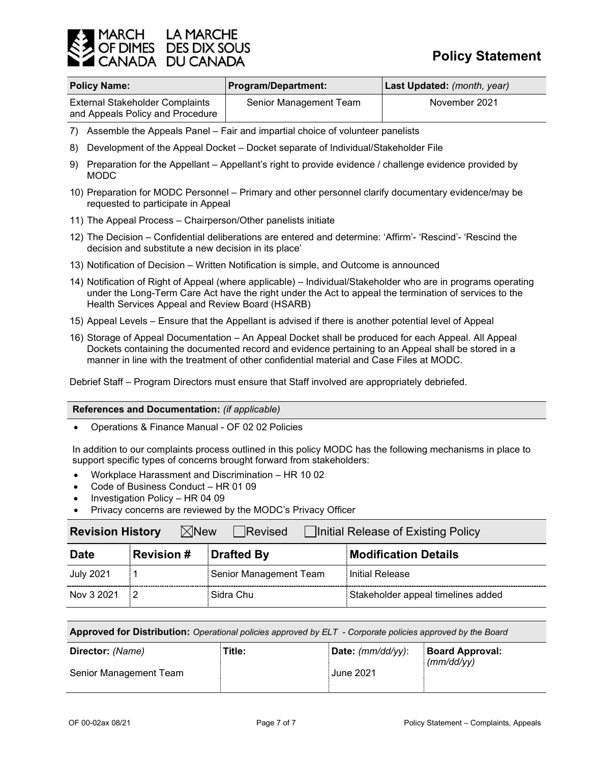# Policy Statement

| Policy Name: | Program/Department: | Last Updated: *(month, year)* |
|---|---|---|
| External Stakeholder Complaints and Appeals Policy and Procedure | Senior Management Team | November 2021 |

7) Assemble the Appeals Panel – Fair and impartial choice of volunteer panelists
8) Development of the Appeal Docket – Docket separate of Individual/Stakeholder File
9) Preparation for the Appellant – Appellant's right to provide evidence / challenge evidence provided by MODC
10) Preparation for MODC Personnel – Primary and other personnel clarify documentary evidence/may be requested to participate in Appeal
11) The Appeal Process – Chairperson/Other panelists initiate
12) The Decision – Confidential deliberations are entered and determine: 'Affirm'- 'Rescind'- 'Rescind the decision and substitute a new decision in its place'
13) Notification of Decision – Written Notification is simple, and Outcome is announced
14) Notification of Right of Appeal (where applicable) – Individual/Stakeholder who are in programs operating under the Long-Term Care Act have the right under the Act to appeal the termination of services to the Health Services Appeal and Review Board (HSARB)
15) Appeal Levels – Ensure that the Appellant is advised if there is another potential level of Appeal
16) Storage of Appeal Documentation – An Appeal Docket shall be produced for each Appeal. All Appeal Dockets containing the documented record and evidence pertaining to an Appeal shall be stored in a manner in line with the treatment of other confidential material and Case Files at MODC.

Debrief Staff – Program Directors must ensure that Staff involved are appropriately debriefed.

**References and Documentation:** *(if applicable)*

- Operations & Finance Manual - OF 02 02 Policies

In addition to our complaints process outlined in this policy MODC has the following mechanisms in place to support specific types of concerns brought forward from stakeholders:

- Workplace Harassment and Discrimination – HR 10 02
- Code of Business Conduct – HR 01 09
- Investigation Policy – HR 04 09
- Privacy concerns are reviewed by the MODC's Privacy Officer

**Revision History** ☒New ☐Revised ☐Initial Release of Existing Policy

| Date | Revision # | Drafted By | Modification Details |
|---|---|---|---|
| July 2021 | 1 | Senior Management Team | Initial Release |
| Nov 3 2021 | 2 | Sidra Chu | Stakeholder appeal timelines added |

**Approved for Distribution:** *Operational policies approved by ELT - Corporate policies approved by the Board*

| Director: *(Name)* | Title: | Date: *(mm/dd/yy)*: | Board Approval: *(mm/dd/yy)* |
|---|---|---|---|
| Senior Management Team | | June 2021 | |